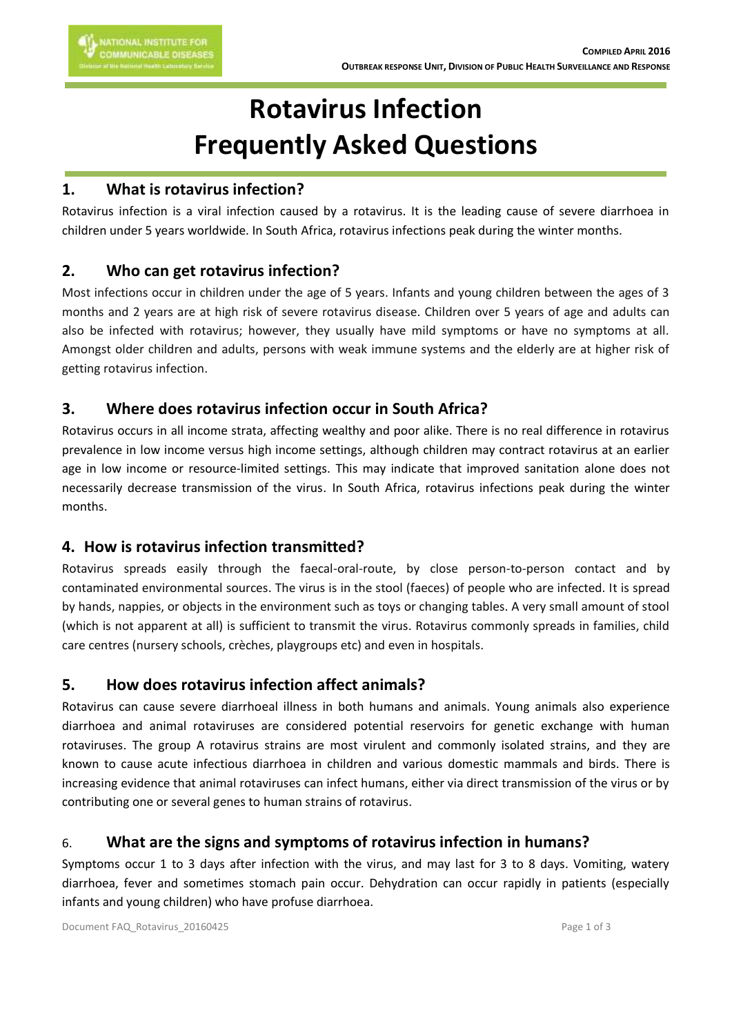# Rotavirus Infection Frequently Asked Questions

## 1. What is rotavirus infection?

Rotavirus infection is a viral infection caused by a rotavirus. It is the leading cause of severe diarrhoea in children under 5 years worldwide. In South Africa, rotavirus infections peak during the winter months.

## 2. Who can get rotavirus infection?

Most infections occur in children under the age of 5 years. Infants and young children between the ages of 3 months and 2 years are at high risk of severe rotavirus disease. Children over 5 years of age and adults can also be infected with rotavirus; however, they usually have mild symptoms or have no symptoms at all. Amongst older children and adults, persons with weak immune systems and the elderly are at higher risk of getting rotavirus infection.

## 3. Where does rotavirus infection occur in South Africa?

Rotavirus occurs in all income strata, affecting wealthy and poor alike. There is no real difference in rotavirus prevalence in low income versus high income settings, although children may contract rotavirus at an earlier age in low income or resource-limited settings. This may indicate that improved sanitation alone does not necessarily decrease transmission of the virus. In South Africa, rotavirus infections peak during the winter months.

## 4. How is rotavirus infection transmitted?

Rotavirus spreads easily through the faecal-oral-route, by close person-to-person contact and by contaminated environmental sources. The virus is in the stool (faeces) of people who are infected. It is spread by hands, nappies, or objects in the environment such as toys or changing tables. A very small amount of stool (which is not apparent at all) is sufficient to transmit the virus. Rotavirus commonly spreads in families, child care centres (nursery schools, crèches, playgroups etc) and even in hospitals.

## 5. How does rotavirus infection affect animals?

Rotavirus can cause severe diarrhoeal illness in both humans and animals. Young animals also experience diarrhoea and animal rotaviruses are considered potential reservoirs for genetic exchange with human rotaviruses. The group A rotavirus strains are most virulent and commonly isolated strains, and they are known to cause acute infectious diarrhoea in children and various domestic mammals and birds. There is increasing evidence that animal rotaviruses can infect humans, either via direct transmission of the virus or by contributing one or several genes to human strains of rotavirus.

## 6. What are the signs and symptoms of rotavirus infection in humans?

Symptoms occur 1 to 3 days after infection with the virus, and may last for 3 to 8 days. Vomiting, watery diarrhoea, fever and sometimes stomach pain occur. Dehydration can occur rapidly in patients (especially infants and young children) who have profuse diarrhoea.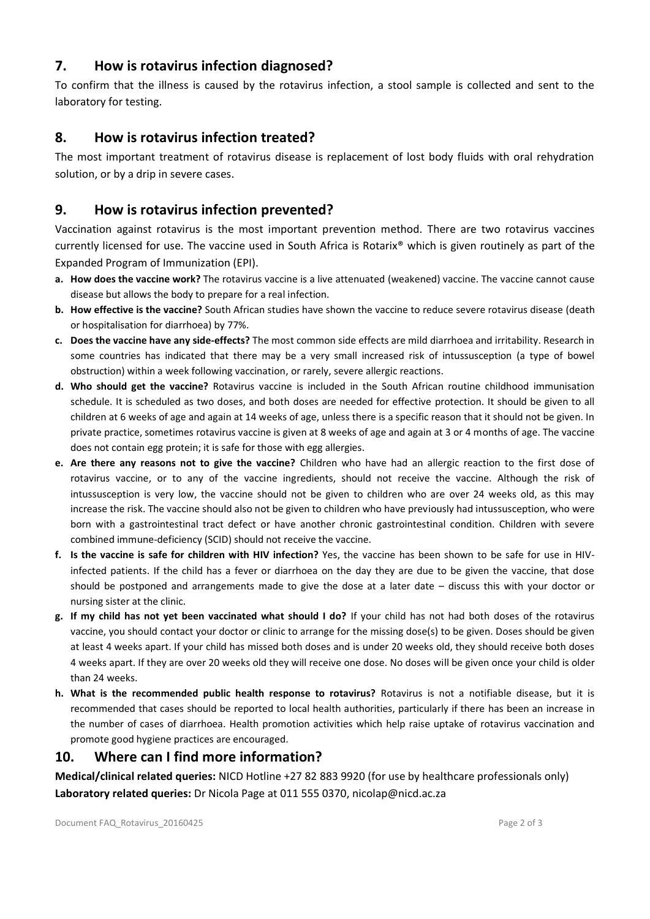## 7. How is rotavirus infection diagnosed?

To confirm that the illness is caused by the rotavirus infection, a stool sample is collected and sent to the laboratory for testing.

## 8. How is rotavirus infection treated?

The most important treatment of rotavirus disease is replacement of lost body fluids with oral rehydration solution, or by a drip in severe cases.

## 9. How is rotavirus infection prevented?

Vaccination against rotavirus is the most important prevention method. There are two rotavirus vaccines currently licensed for use. The vaccine used in South Africa is Rotarix® which is given routinely as part of the Expanded Program of Immunization (EPI).

a. **How does the vaccine work?** The rotavirus vaccine is a live attenuated (weakened) vaccine. The vaccine cannot cause disease but allows the body to prepare for a real infection.

b. **How effective is the vaccine?** South African studies have shown the vaccine to reduce severe rotavirus disease (death or hospitalisation for diarrhoea) by 77%.

c. **Does the vaccine have any side-effects?** The most common side effects are mild diarrhoea and irritability. Research in some countries has indicated that there may be a very small increased risk of intussusception (a type of bowel obstruction) within a week following vaccination, or rarely, severe allergic reactions.

d. **Who should get the vaccine?** Rotavirus vaccine is included in the South African routine childhood immunisation schedule. It is scheduled as two doses, and both doses are needed for effective protection. It should be given to all children at 6 weeks of age and again at 14 weeks of age, unless there is a specific reason that it should not be given. In private practice, sometimes rotavirus vaccine is given at 8 weeks of age and again at 3 or 4 months of age. The vaccine does not contain egg protein; it is safe for those with egg allergies.

e. **Are there any reasons not to give the vaccine?** Children who have had an allergic reaction to the first dose of rotavirus vaccine, or to any of the vaccine ingredients, should not receive the vaccine. Although the risk of intussusception is very low, the vaccine should not be given to children who are over 24 weeks old, as this may increase the risk. The vaccine should also not be given to children who have previously had intussusception, who were born with a gastrointestinal tract defect or have another chronic gastrointestinal condition. Children with severe combined immune-deficiency (SCID) should not receive the vaccine.

f. **Is the vaccine is safe for children with HIV infection?** Yes, the vaccine has been shown to be safe for use in HIV-infected patients. If the child has a fever or diarrhoea on the day they are due to be given the vaccine, that dose should be postponed and arrangements made to give the dose at a later date – discuss this with your doctor or nursing sister at the clinic.

g. **If my child has not yet been vaccinated what should I do?** If your child has not had both doses of the rotavirus vaccine, you should contact your doctor or clinic to arrange for the missing dose(s) to be given. Doses should be given at least 4 weeks apart. If your child has missed both doses and is under 20 weeks old, they should receive both doses 4 weeks apart. If they are over 20 weeks old they will receive one dose. No doses will be given once your child is older than 24 weeks.

h. **What is the recommended public health response to rotavirus?** Rotavirus is not a notifiable disease, but it is recommended that cases should be reported to local health authorities, particularly if there has been an increase in the number of cases of diarrhoea. Health promotion activities which help raise uptake of rotavirus vaccination and promote good hygiene practices are encouraged.

## 10. Where can I find more information?

**Medical/clinical related queries:** NICD Hotline +27 82 883 9920 (for use by healthcare professionals only)
**Laboratory related queries:** Dr Nicola Page at 011 555 0370, nicolap@nicd.ac.za

Document FAQ_Rotavirus_20160425